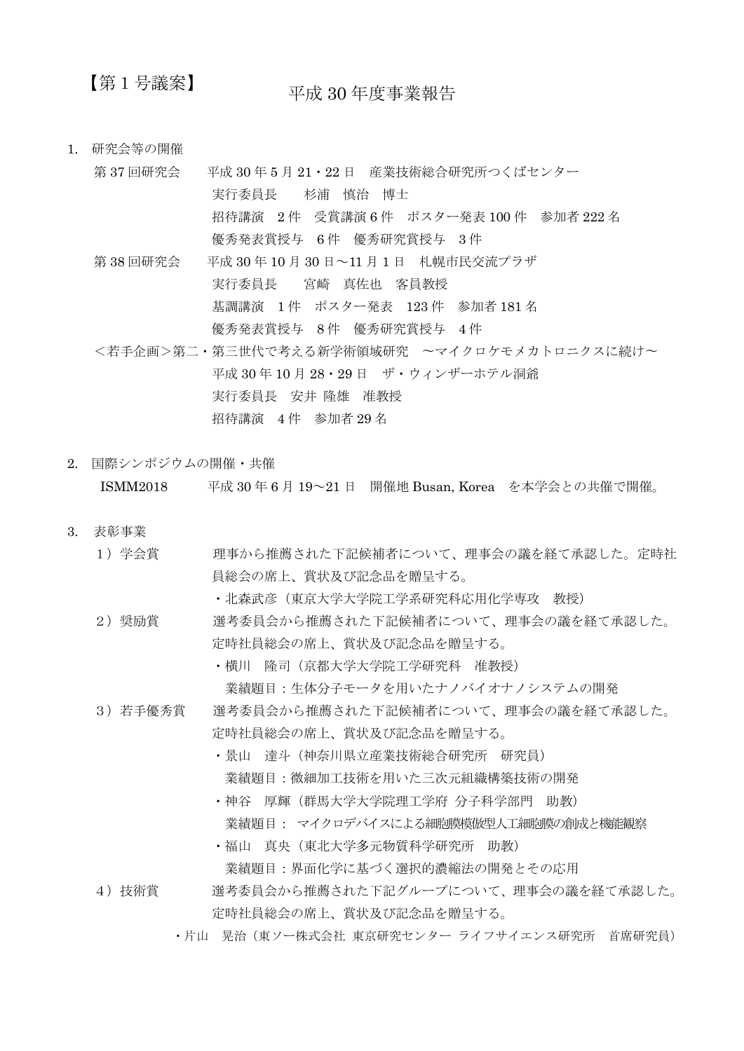【第 1 号議案】

# 平成 30 年度事業報告

1. 研究会等の開催

第 37 回研究会　平成 30 年 5 月 21・22 日　産業技術総合研究所つくばセンター
実行委員長　杉浦　慎治　博士
招待講演　2 件　受賞講演 6 件　ポスター発表 100 件　参加者 222 名
優秀発表賞授与　6 件　優秀研究賞授与　3 件

第 38 回研究会　平成 30 年 10 月 30 日～11 月 1 日　札幌市民交流プラザ
実行委員長　宮崎　真佐也　客員教授
基調講演　1 件　ポスター発表　123 件　参加者 181 名
優秀発表賞授与　8 件　優秀研究賞授与　4 件

＜若手企画＞第二・第三世代で考える新学術領域研究　～マイクロケモメカトロニクスに続け～
平成 30 年 10 月 28・29 日　ザ・ウィンザーホテル洞爺
実行委員長　安井 隆雄　准教授
招待講演　4 件　参加者 29 名

2. 国際シンポジウムの開催・共催

ISMM2018　平成 30 年 6 月 19～21 日　開催地 Busan, Korea　を本学会との共催で開催。

3. 表彰事業

1）学会賞　理事から推薦された下記候補者について、理事会の議を経て承認した。定時社員総会の席上、賞状及び記念品を贈呈する。
・北森武彦（東京大学大学院工学系研究科応用化学専攻　教授）

2）奨励賞　選考委員会から推薦された下記候補者について、理事会の議を経て承認した。定時社員総会の席上、賞状及び記念品を贈呈する。
・横川　隆司（京都大学大学院工学研究科　准教授）
業績題目：生体分子モータを用いたナノバイオナノシステムの開発

3）若手優秀賞　選考委員会から推薦された下記候補者について、理事会の議を経て承認した。定時社員総会の席上、賞状及び記念品を贈呈する。
・景山　達斗（神奈川県立産業技術総合研究所　研究員）
業績題目：微細加工技術を用いた三次元組織構築技術の開発
・神谷　厚輝（群馬大学大学院理工学府 分子科学部門　助教）
業績題目： マイクロデバイスによる細胞膜模倣型人工細胞膜の創成と機能観察
・福山　真央（東北大学多元物質科学研究所　助教）
業績題目：界面化学に基づく選択的濃縮法の開発とその応用

4）技術賞　選考委員会から推薦された下記グループについて、理事会の議を経て承認した。定時社員総会の席上、賞状及び記念品を贈呈する。
・片山　晃治（東ソー株式会社 東京研究センター ライフサイエンス研究所　首席研究員）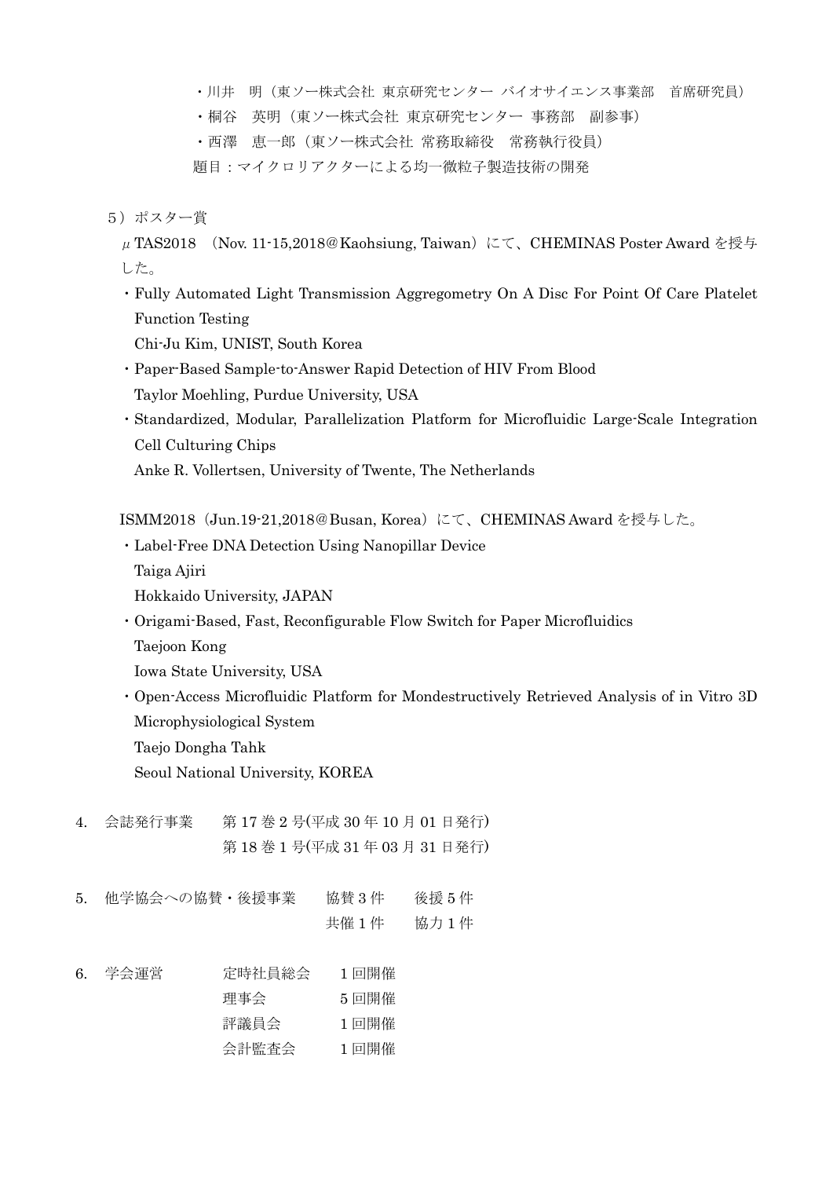・川井　明（東ソー株式会社 東京研究センター バイオサイエンス事業部　首席研究員）

・桐谷　英明（東ソー株式会社 東京研究センター 事務部　副参事）

・西澤　恵一郎（東ソー株式会社 常務取締役　常務執行役員）

題目：マイクロリアクターによる均一微粒子製造技術の開発

5）ポスター賞

μTAS2018 （Nov. 11-15,2018@Kaohsiung, Taiwan）にて、CHEMINAS Poster Award を授与した。

・Fully Automated Light Transmission Aggregometry On A Disc For Point Of Care Platelet Function Testing
　Chi-Ju Kim, UNIST, South Korea

・Paper-Based Sample-to-Answer Rapid Detection of HIV From Blood
　Taylor Moehling, Purdue University, USA

・Standardized, Modular, Parallelization Platform for Microfluidic Large-Scale Integration Cell Culturing Chips
　Anke R. Vollertsen, University of Twente, The Netherlands

ISMM2018（Jun.19-21,2018@Busan, Korea）にて、CHEMINAS Award を授与した。

・Label-Free DNA Detection Using Nanopillar Device
　Taiga Ajiri
　Hokkaido University, JAPAN

・Origami-Based, Fast, Reconfigurable Flow Switch for Paper Microfluidics
　Taejoon Kong
　Iowa State University, USA

・Open-Access Microfluidic Platform for Mondestructively Retrieved Analysis of in Vitro 3D Microphysiological System
　Taejo Dongha Tahk
　Seoul National University, KOREA

4. 会誌発行事業　　第 17 巻 2 号(平成 30 年 10 月 01 日発行)
　　　　　　　　　第 18 巻 1 号(平成 31 年 03 月 31 日発行)

5. 他学協会への協賛・後援事業　　協賛 3 件　　後援 5 件
　　　　　　　　　　　　　　　　共催 1 件　　協力 1 件

6. 学会運営　　定時社員総会　　1 回開催
　　　　　　　理事会　　　　　5 回開催
　　　　　　　評議員会　　　　1 回開催
　　　　　　　会計監査会　　　1 回開催